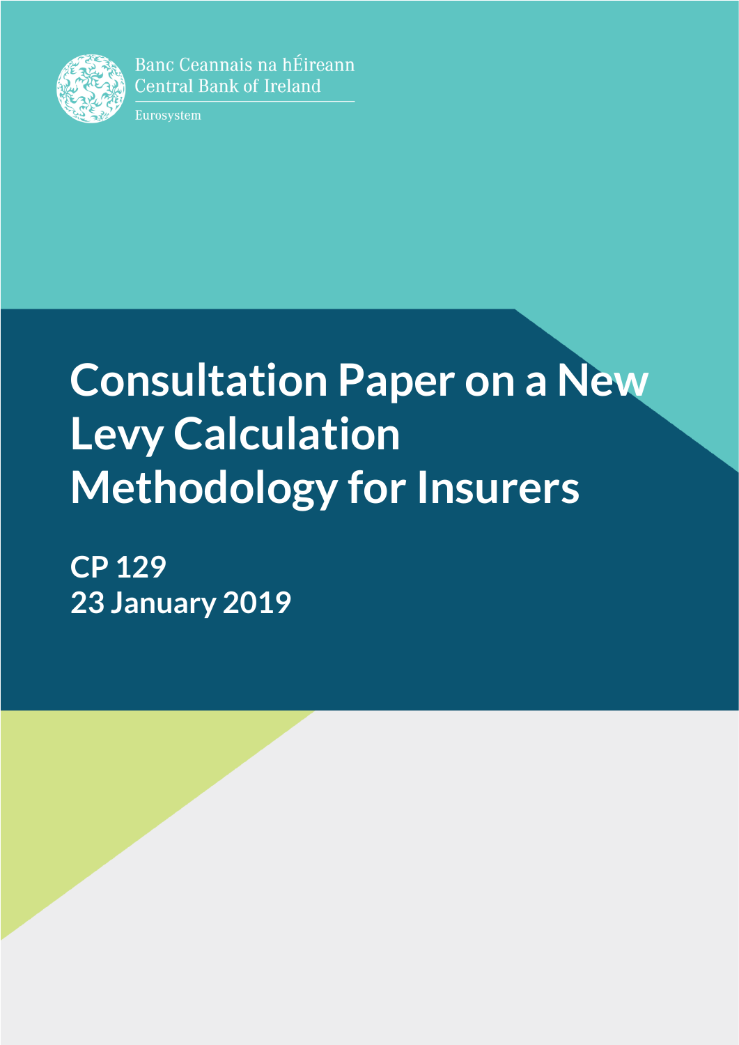Banc Ceannais na hÉireann
Central Bank of Ireland

Eurosystem

# Consultation Paper on a New Levy Calculation Methodology for Insurers

**CP 129**
**23 January 2019**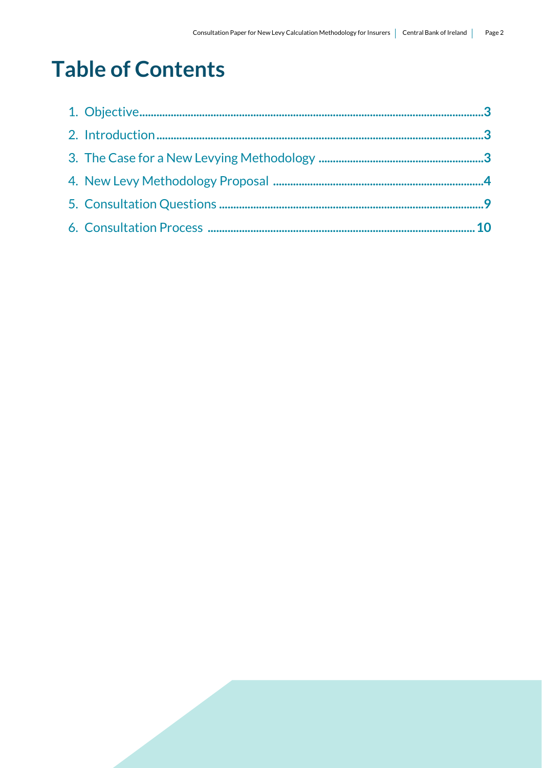# Table of Contents

1. Objective....................................................................................................................3
2. Introduction................................................................................................................3
3. The Case for a New Levying Methodology ..........................................................3
4. New Levy Methodology Proposal .........................................................................4
5. Consultation Questions ...........................................................................................9
6. Consultation Process ............................................................................................10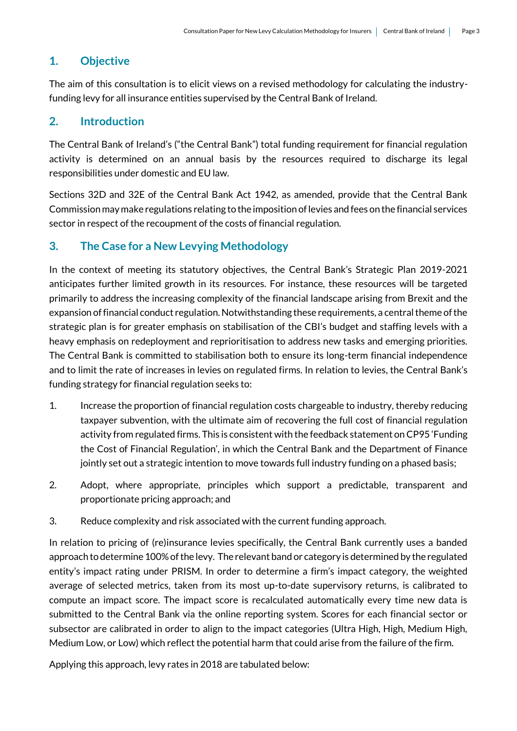## 1. Objective

The aim of this consultation is to elicit views on a revised methodology for calculating the industry-funding levy for all insurance entities supervised by the Central Bank of Ireland.

## 2. Introduction

The Central Bank of Ireland's ("the Central Bank") total funding requirement for financial regulation activity is determined on an annual basis by the resources required to discharge its legal responsibilities under domestic and EU law.

Sections 32D and 32E of the Central Bank Act 1942, as amended, provide that the Central Bank Commission may make regulations relating to the imposition of levies and fees on the financial services sector in respect of the recoupment of the costs of financial regulation.

## 3. The Case for a New Levying Methodology

In the context of meeting its statutory objectives, the Central Bank's Strategic Plan 2019-2021 anticipates further limited growth in its resources. For instance, these resources will be targeted primarily to address the increasing complexity of the financial landscape arising from Brexit and the expansion of financial conduct regulation. Notwithstanding these requirements, a central theme of the strategic plan is for greater emphasis on stabilisation of the CBI's budget and staffing levels with a heavy emphasis on redeployment and reprioritisation to address new tasks and emerging priorities. The Central Bank is committed to stabilisation both to ensure its long-term financial independence and to limit the rate of increases in levies on regulated firms. In relation to levies, the Central Bank's funding strategy for financial regulation seeks to:

1. Increase the proportion of financial regulation costs chargeable to industry, thereby reducing taxpayer subvention, with the ultimate aim of recovering the full cost of financial regulation activity from regulated firms. This is consistent with the feedback statement on CP95 'Funding the Cost of Financial Regulation', in which the Central Bank and the Department of Finance jointly set out a strategic intention to move towards full industry funding on a phased basis;
2. Adopt, where appropriate, principles which support a predictable, transparent and proportionate pricing approach; and
3. Reduce complexity and risk associated with the current funding approach.

In relation to pricing of (re)insurance levies specifically, the Central Bank currently uses a banded approach to determine 100% of the levy. The relevant band or category is determined by the regulated entity's impact rating under PRISM. In order to determine a firm's impact category, the weighted average of selected metrics, taken from its most up-to-date supervisory returns, is calibrated to compute an impact score. The impact score is recalculated automatically every time new data is submitted to the Central Bank via the online reporting system. Scores for each financial sector or subsector are calibrated in order to align to the impact categories (Ultra High, High, Medium High, Medium Low, or Low) which reflect the potential harm that could arise from the failure of the firm.

Applying this approach, levy rates in 2018 are tabulated below: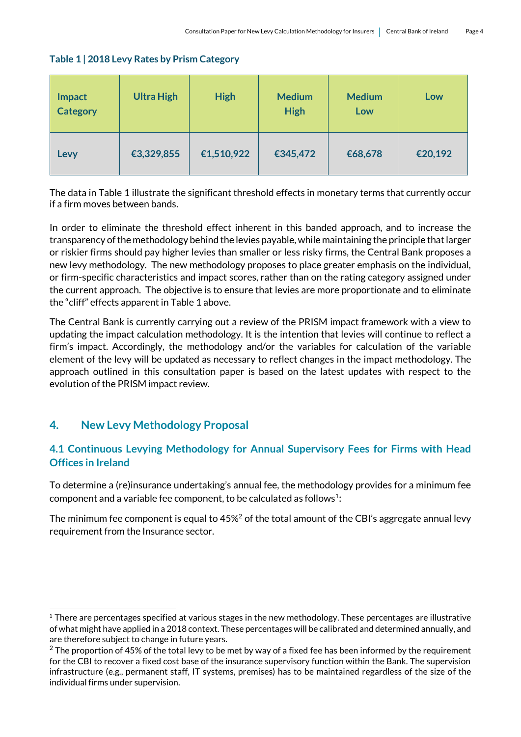**Table 1 | 2018 Levy Rates by Prism Category**

| Impact Category | Ultra High | High | Medium High | Medium Low | Low |
|---|---|---|---|---|---|
| Levy | €3,329,855 | €1,510,922 | €345,472 | €68,678 | €20,192 |

The data in Table 1 illustrate the significant threshold effects in monetary terms that currently occur if a firm moves between bands.

In order to eliminate the threshold effect inherent in this banded approach, and to increase the transparency of the methodology behind the levies payable, while maintaining the principle that larger or riskier firms should pay higher levies than smaller or less risky firms, the Central Bank proposes a new levy methodology. The new methodology proposes to place greater emphasis on the individual, or firm-specific characteristics and impact scores, rather than on the rating category assigned under the current approach. The objective is to ensure that levies are more proportionate and to eliminate the "cliff" effects apparent in Table 1 above.

The Central Bank is currently carrying out a review of the PRISM impact framework with a view to updating the impact calculation methodology. It is the intention that levies will continue to reflect a firm's impact. Accordingly, the methodology and/or the variables for calculation of the variable element of the levy will be updated as necessary to reflect changes in the impact methodology. The approach outlined in this consultation paper is based on the latest updates with respect to the evolution of the PRISM impact review.

## 4. New Levy Methodology Proposal

### 4.1 Continuous Levying Methodology for Annual Supervisory Fees for Firms with Head Offices in Ireland

To determine a (re)insurance undertaking's annual fee, the methodology provides for a minimum fee component and a variable fee component, to be calculated as follows[1]:

The minimum fee component is equal to 45%[2] of the total amount of the CBI's aggregate annual levy requirement from the Insurance sector.

[1] There are percentages specified at various stages in the new methodology. These percentages are illustrative of what might have applied in a 2018 context. These percentages will be calibrated and determined annually, and are therefore subject to change in future years.

[2] The proportion of 45% of the total levy to be met by way of a fixed fee has been informed by the requirement for the CBI to recover a fixed cost base of the insurance supervisory function within the Bank. The supervision infrastructure (e.g., permanent staff, IT systems, premises) has to be maintained regardless of the size of the individual firms under supervision.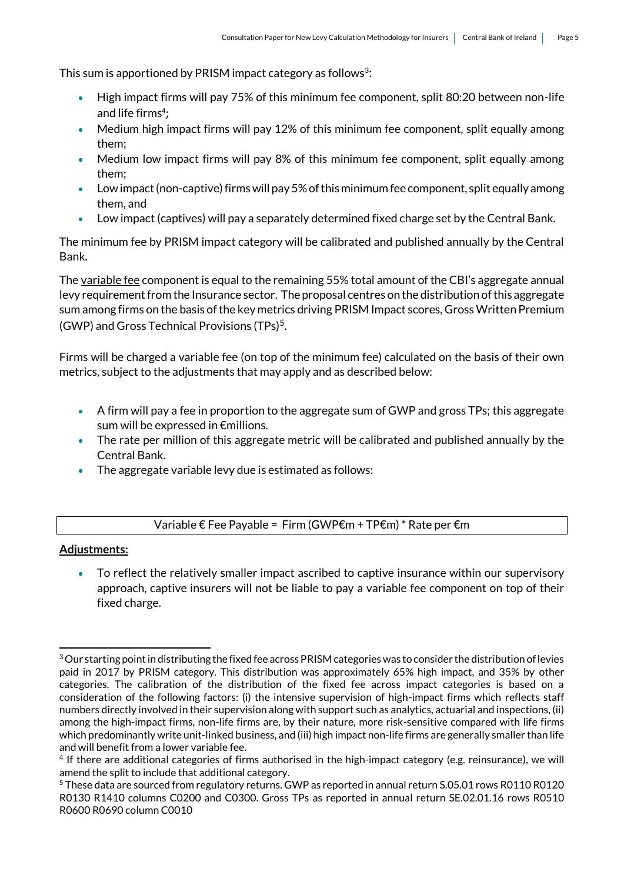This sum is apportioned by PRISM impact category as follows[3]:

- High impact firms will pay 75% of this minimum fee component, split 80:20 between non-life and life firms[4];
- Medium high impact firms will pay 12% of this minimum fee component, split equally among them;
- Medium low impact firms will pay 8% of this minimum fee component, split equally among them;
- Low impact (non-captive) firms will pay 5% of this minimum fee component, split equally among them, and
- Low impact (captives) will pay a separately determined fixed charge set by the Central Bank.

The minimum fee by PRISM impact category will be calibrated and published annually by the Central Bank.

The <u>variable fee</u> component is equal to the remaining 55% total amount of the CBI's aggregate annual levy requirement from the Insurance sector. The proposal centres on the distribution of this aggregate sum among firms on the basis of the key metrics driving PRISM Impact scores, Gross Written Premium (GWP) and Gross Technical Provisions (TPs)[5].

Firms will be charged a variable fee (on top of the minimum fee) calculated on the basis of their own metrics, subject to the adjustments that may apply and as described below:

- A firm will pay a fee in proportion to the aggregate sum of GWP and gross TPs; this aggregate sum will be expressed in €millions.
- The rate per million of this aggregate metric will be calibrated and published annually by the Central Bank.
- The aggregate variable levy due is estimated as follows:

| Variable € Fee Payable = Firm (GWP€m + TP€m) * Rate per €m |
|---|

**<u>Adjustments:</u>**

- To reflect the relatively smaller impact ascribed to captive insurance within our supervisory approach, captive insurers will not be liable to pay a variable fee component on top of their fixed charge.

---

[3] Our starting point in distributing the fixed fee across PRISM categories was to consider the distribution of levies paid in 2017 by PRISM category. This distribution was approximately 65% high impact, and 35% by other categories. The calibration of the distribution of the fixed fee across impact categories is based on a consideration of the following factors: (i) the intensive supervision of high-impact firms which reflects staff numbers directly involved in their supervision along with support such as analytics, actuarial and inspections, (ii) among the high-impact firms, non-life firms are, by their nature, more risk-sensitive compared with life firms which predominantly write unit-linked business, and (iii) high impact non-life firms are generally smaller than life and will benefit from a lower variable fee.

[4] If there are additional categories of firms authorised in the high-impact category (e.g. reinsurance), we will amend the split to include that additional category.

[5] These data are sourced from regulatory returns. GWP as reported in annual return S.05.01 rows R0110 R0120 R0130 R1410 columns C0200 and C0300. Gross TPs as reported in annual return SE.02.01.16 rows R0510 R0600 R0690 column C0010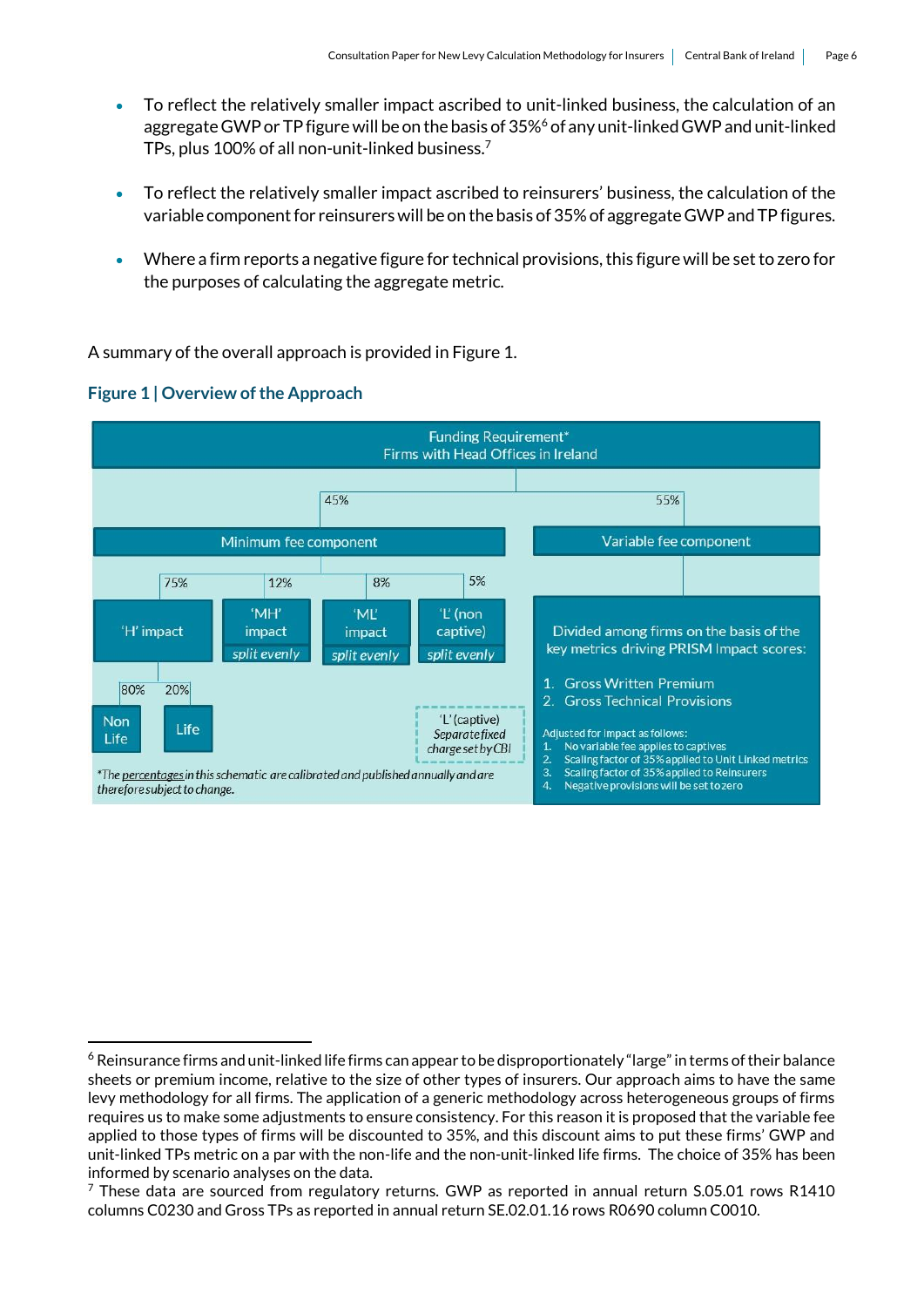- To reflect the relatively smaller impact ascribed to unit-linked business, the calculation of an aggregate GWP or TP figure will be on the basis of 35%[6] of any unit-linked GWP and unit-linked TPs, plus 100% of all non-unit-linked business.[7]

- To reflect the relatively smaller impact ascribed to reinsurers' business, the calculation of the variable component for reinsurers will be on the basis of 35% of aggregate GWP and TP figures.

- Where a firm reports a negative figure for technical provisions, this figure will be set to zero for the purposes of calculating the aggregate metric.

A summary of the overall approach is provided in Figure 1.

## Figure 1 | Overview of the Approach

Funding Requirement*
Firms with Head Offices in Ireland

- 45% — Minimum fee component
  - 75% — 'H' impact
    - 80% — Non Life
    - 20% — Life
  - 12% — 'MH' impact (split evenly)
  - 8% — 'ML' impact (split evenly)
  - 5% — 'L' (non captive) (split evenly)
  - 'L' (captive) *Separate fixed charge set by CBI*
- 55% — Variable fee component
  - Divided among firms on the basis of the key metrics driving PRISM Impact scores:
    1. Gross Written Premium
    2. Gross Technical Provisions
  - Adjusted for impact as follows:
    1. No variable fee applies to captives
    2. Scaling factor of 35% applied to Unit Linked metrics
    3. Scaling factor of 35% applied to Reinsurers
    4. Negative provisions will be set to zero

*\*The percentages in this schematic are calibrated and published annually and are therefore subject to change.*

---

[6] Reinsurance firms and unit-linked life firms can appear to be disproportionately "large" in terms of their balance sheets or premium income, relative to the size of other types of insurers. Our approach aims to have the same levy methodology for all firms. The application of a generic methodology across heterogeneous groups of firms requires us to make some adjustments to ensure consistency. For this reason it is proposed that the variable fee applied to those types of firms will be discounted to 35%, and this discount aims to put these firms' GWP and unit-linked TPs metric on a par with the non-life and the non-unit-linked life firms. The choice of 35% has been informed by scenario analyses on the data.

[7] These data are sourced from regulatory returns. GWP as reported in annual return S.05.01 rows R1410 columns C0230 and Gross TPs as reported in annual return SE.02.01.16 rows R0690 column C0010.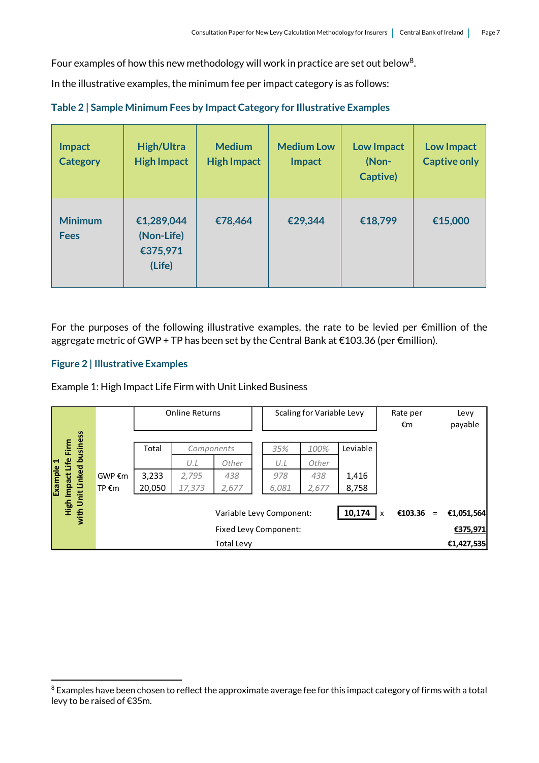Four examples of how this new methodology will work in practice are set out below[8].

In the illustrative examples, the minimum fee per impact category is as follows:

### Table 2 | Sample Minimum Fees by Impact Category for Illustrative Examples

| Impact Category | High/Ultra High Impact | Medium High Impact | Medium Low Impact | Low Impact (Non-Captive) | Low Impact Captive only |
|---|---|---|---|---|---|
| Minimum Fees | €1,289,044 (Non-Life) €375,971 (Life) | €78,464 | €29,344 | €18,799 | €15,000 |

For the purposes of the following illustrative examples, the rate to be levied per €million of the aggregate metric of GWP + TP has been set by the Central Bank at €103.36 (per €million).

### Figure 2 | Illustrative Examples

Example 1: High Impact Life Firm with Unit Linked Business

| Example 1 High Impact Life Firm with Unit Linked business | Online Returns | | | Scaling for Variable Levy | | | Rate per €m | Levy payable |
|---|---|---|---|---|---|---|---|---|
| | Total | *Components* | | *35%* | *100%* | Leviable | | |
| | | *U.L* | *Other* | *U.L* | *Other* | | | |
| GWP €m | 3,233 | *2,795* | *438* | *978* | *438* | 1,416 | | |
| TP €m | 20,050 | *17,373* | *2,677* | *6,081* | *2,677* | 8,758 | | |
| | Variable Levy Component: | | | | | **10,174** x | **€103.36** = | **€1,051,564** |
| | Fixed Levy Component: | | | | | | | **€375,971** |
| | Total Levy | | | | | | | **€1,427,535** |

---

[8] Examples have been chosen to reflect the approximate average fee for this impact category of firms with a total levy to be raised of €35m.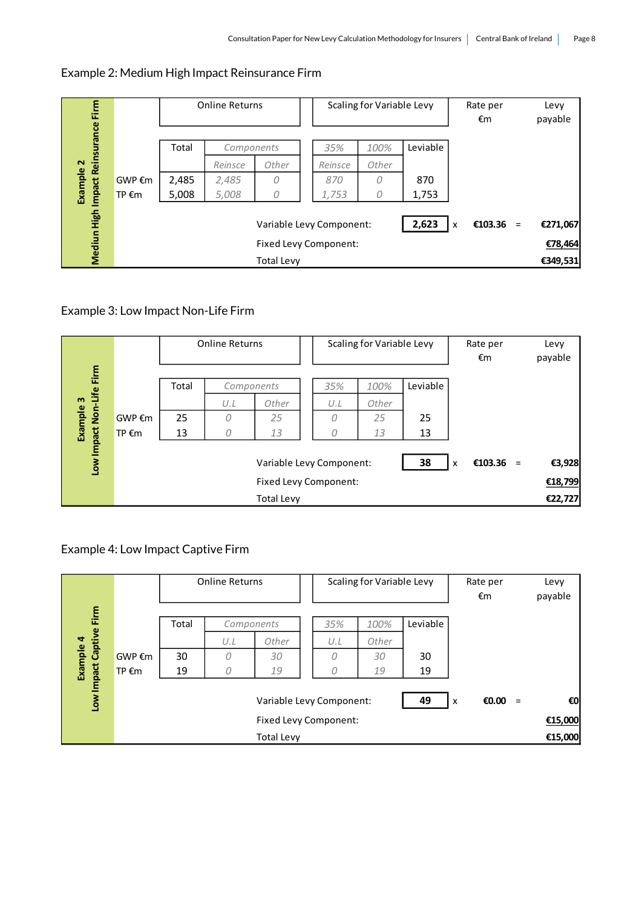## Example 2: Medium High Impact Reinsurance Firm

| Example 2 Medium High Impact Reinsurance Firm | | Online Returns | | | Scaling for Variable Levy | | | Rate per €m | Levy payable |
|---|---|---|---|---|---|---|---|---|---|
| | | Total | Components | | 35% | 100% | Leviable | | |
| | | | Reinsce | Other | Reinsce | Other | | | |
| | GWP €m | 2,485 | 2,485 | 0 | 870 | 0 | 870 | | |
| | TP €m | 5,008 | 5,008 | 0 | 1,753 | 0 | 1,753 | | |
| | | | Variable Levy Component: | | | | 2,623 | x €103.36 = | €271,067 |
| | | | Fixed Levy Component: | | | | | | €78,464 |
| | | | Total Levy | | | | | | €349,531 |

## Example 3: Low Impact Non-Life Firm

| Example 3 Low Impact Non-Life Firm | | Online Returns | | | Scaling for Variable Levy | | | Rate per €m | Levy payable |
|---|---|---|---|---|---|---|---|---|---|
| | | Total | Components | | 35% | 100% | Leviable | | |
| | | | U.L | Other | U.L | Other | | | |
| | GWP €m | 25 | 0 | 25 | 0 | 25 | 25 | | |
| | TP €m | 13 | 0 | 13 | 0 | 13 | 13 | | |
| | | | Variable Levy Component: | | | | 38 | x €103.36 = | €3,928 |
| | | | Fixed Levy Component: | | | | | | €18,799 |
| | | | Total Levy | | | | | | €22,727 |

## Example 4: Low Impact Captive Firm

| Example 4 Low Impact Captive Firm | | Online Returns | | | Scaling for Variable Levy | | | Rate per €m | Levy payable |
|---|---|---|---|---|---|---|---|---|---|
| | | Total | Components | | 35% | 100% | Leviable | | |
| | | | U.L | Other | U.L | Other | | | |
| | GWP €m | 30 | 0 | 30 | 0 | 30 | 30 | | |
| | TP €m | 19 | 0 | 19 | 0 | 19 | 19 | | |
| | | | Variable Levy Component: | | | | 49 | x €0.00 = | €0 |
| | | | Fixed Levy Component: | | | | | | €15,000 |
| | | | Total Levy | | | | | | €15,000 |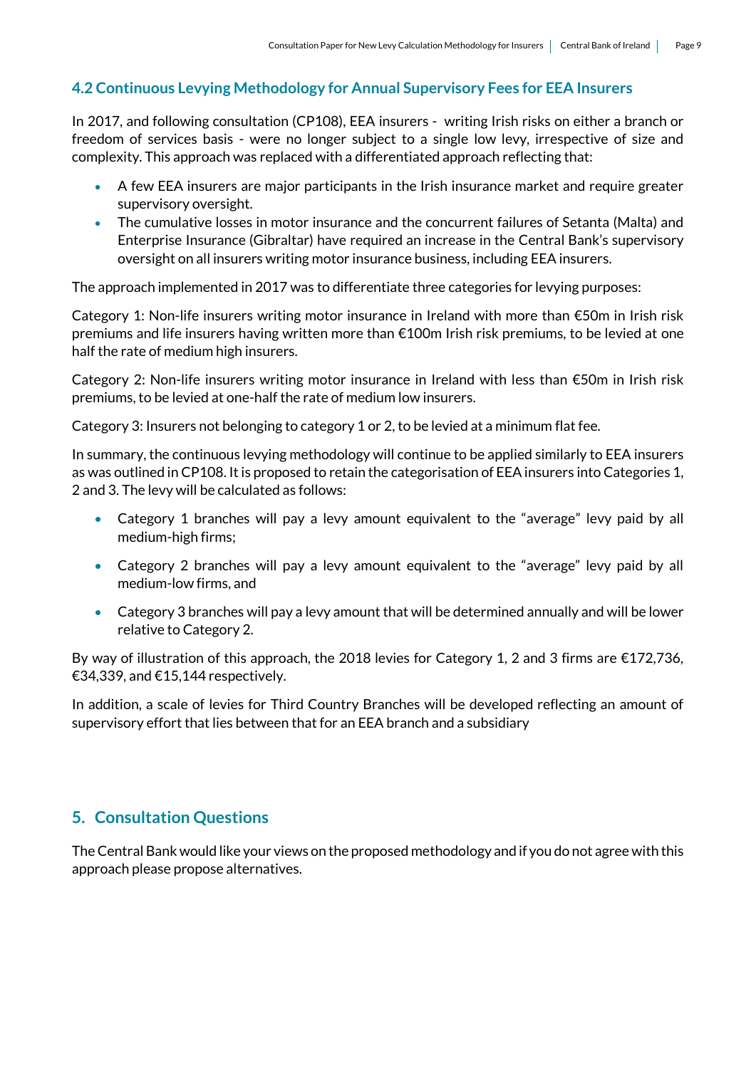### 4.2 Continuous Levying Methodology for Annual Supervisory Fees for EEA Insurers

In 2017, and following consultation (CP108), EEA insurers - writing Irish risks on either a branch or freedom of services basis - were no longer subject to a single low levy, irrespective of size and complexity. This approach was replaced with a differentiated approach reflecting that:

- A few EEA insurers are major participants in the Irish insurance market and require greater supervisory oversight.
- The cumulative losses in motor insurance and the concurrent failures of Setanta (Malta) and Enterprise Insurance (Gibraltar) have required an increase in the Central Bank's supervisory oversight on all insurers writing motor insurance business, including EEA insurers.

The approach implemented in 2017 was to differentiate three categories for levying purposes:

Category 1: Non-life insurers writing motor insurance in Ireland with more than €50m in Irish risk premiums and life insurers having written more than €100m Irish risk premiums, to be levied at one half the rate of medium high insurers.

Category 2: Non-life insurers writing motor insurance in Ireland with less than €50m in Irish risk premiums, to be levied at one-half the rate of medium low insurers.

Category 3: Insurers not belonging to category 1 or 2, to be levied at a minimum flat fee.

In summary, the continuous levying methodology will continue to be applied similarly to EEA insurers as was outlined in CP108. It is proposed to retain the categorisation of EEA insurers into Categories 1, 2 and 3. The levy will be calculated as follows:

- Category 1 branches will pay a levy amount equivalent to the "average" levy paid by all medium-high firms;
- Category 2 branches will pay a levy amount equivalent to the "average" levy paid by all medium-low firms, and
- Category 3 branches will pay a levy amount that will be determined annually and will be lower relative to Category 2.

By way of illustration of this approach, the 2018 levies for Category 1, 2 and 3 firms are €172,736, €34,339, and €15,144 respectively.

In addition, a scale of levies for Third Country Branches will be developed reflecting an amount of supervisory effort that lies between that for an EEA branch and a subsidiary

## 5. Consultation Questions

The Central Bank would like your views on the proposed methodology and if you do not agree with this approach please propose alternatives.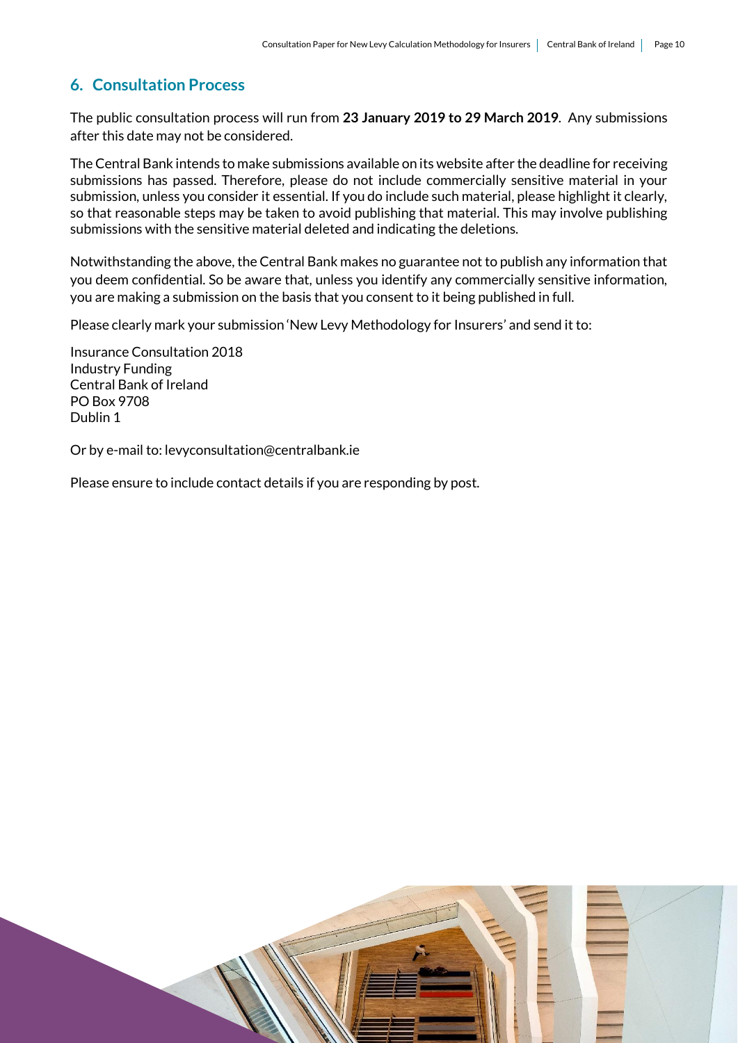## 6. Consultation Process

The public consultation process will run from **23 January 2019 to 29 March 2019**. Any submissions after this date may not be considered.

The Central Bank intends to make submissions available on its website after the deadline for receiving submissions has passed. Therefore, please do not include commercially sensitive material in your submission, unless you consider it essential. If you do include such material, please highlight it clearly, so that reasonable steps may be taken to avoid publishing that material. This may involve publishing submissions with the sensitive material deleted and indicating the deletions.

Notwithstanding the above, the Central Bank makes no guarantee not to publish any information that you deem confidential. So be aware that, unless you identify any commercially sensitive information, you are making a submission on the basis that you consent to it being published in full.

Please clearly mark your submission 'New Levy Methodology for Insurers' and send it to:

Insurance Consultation 2018
Industry Funding
Central Bank of Ireland
PO Box 9708
Dublin 1

Or by e-mail to: levyconsultation@centralbank.ie

Please ensure to include contact details if you are responding by post.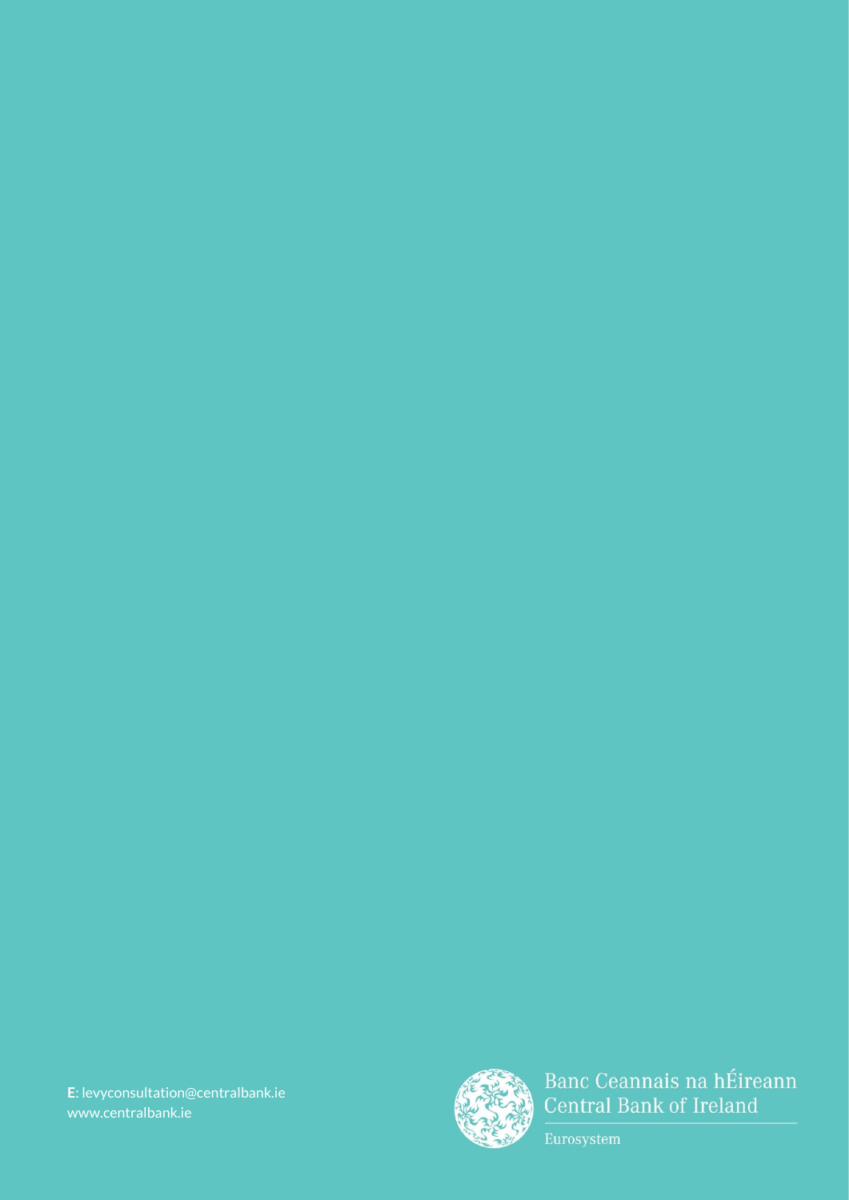**E**: levyconsultation@centralbank.ie
www.centralbank.ie

Banc Ceannais na hÉireann
Central Bank of Ireland

Eurosystem